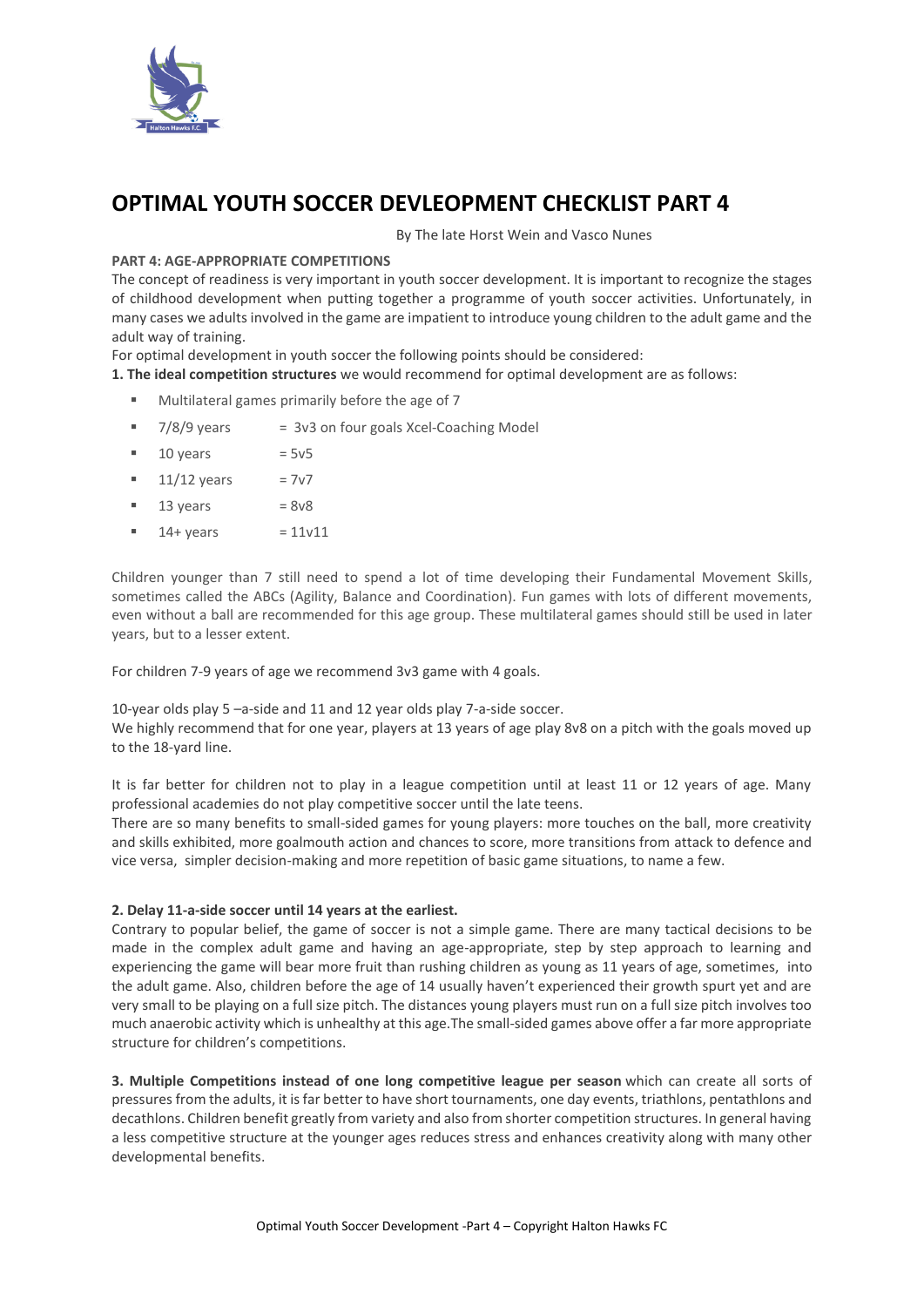# OPTIMAL YOUTH SOCCER DEVLEOPMENT CHECKLIST PART 4

By The late Horst Wein and Vasco Nunes

**PART 4: AGE-APPROPRIATE COMPETITIONS**

The concept of readiness is very important in youth soccer development. It is important to recognize the stages of childhood development when putting together a programme of youth soccer activities. Unfortunately, in many cases we adults involved in the game are impatient to introduce young children to the adult game and the adult way of training.

For optimal development in youth soccer the following points should be considered:

**1. The ideal competition structures** we would recommend for optimal development are as follows:

- Multilateral games primarily before the age of 7
- 7/8/9 years = 3v3 on four goals Xcel-Coaching Model
- 10 years = 5v5
- 11/12 years = 7v7
- 13 years = 8v8
- 14+ years = 11v11

Children younger than 7 still need to spend a lot of time developing their Fundamental Movement Skills, sometimes called the ABCs (Agility, Balance and Coordination). Fun games with lots of different movements, even without a ball are recommended for this age group. These multilateral games should still be used in later years, but to a lesser extent.

For children 7-9 years of age we recommend 3v3 game with 4 goals.

10-year olds play 5 –a-side and 11 and 12 year olds play 7-a-side soccer.
We highly recommend that for one year, players at 13 years of age play 8v8 on a pitch with the goals moved up to the 18-yard line.

It is far better for children not to play in a league competition until at least 11 or 12 years of age. Many professional academies do not play competitive soccer until the late teens.
There are so many benefits to small-sided games for young players: more touches on the ball, more creativity and skills exhibited, more goalmouth action and chances to score, more transitions from attack to defence and vice versa, simpler decision-making and more repetition of basic game situations, to name a few.

**2. Delay 11-a-side soccer until 14 years at the earliest.**

Contrary to popular belief, the game of soccer is not a simple game. There are many tactical decisions to be made in the complex adult game and having an age-appropriate, step by step approach to learning and experiencing the game will bear more fruit than rushing children as young as 11 years of age, sometimes, into the adult game. Also, children before the age of 14 usually haven't experienced their growth spurt yet and are very small to be playing on a full size pitch. The distances young players must run on a full size pitch involves too much anaerobic activity which is unhealthy at this age.The small-sided games above offer a far more appropriate structure for children's competitions.

**3. Multiple Competitions instead of one long competitive league per season** which can create all sorts of pressures from the adults, it is far better to have short tournaments, one day events, triathlons, pentathlons and decathlons. Children benefit greatly from variety and also from shorter competition structures. In general having a less competitive structure at the younger ages reduces stress and enhances creativity along with many other developmental benefits.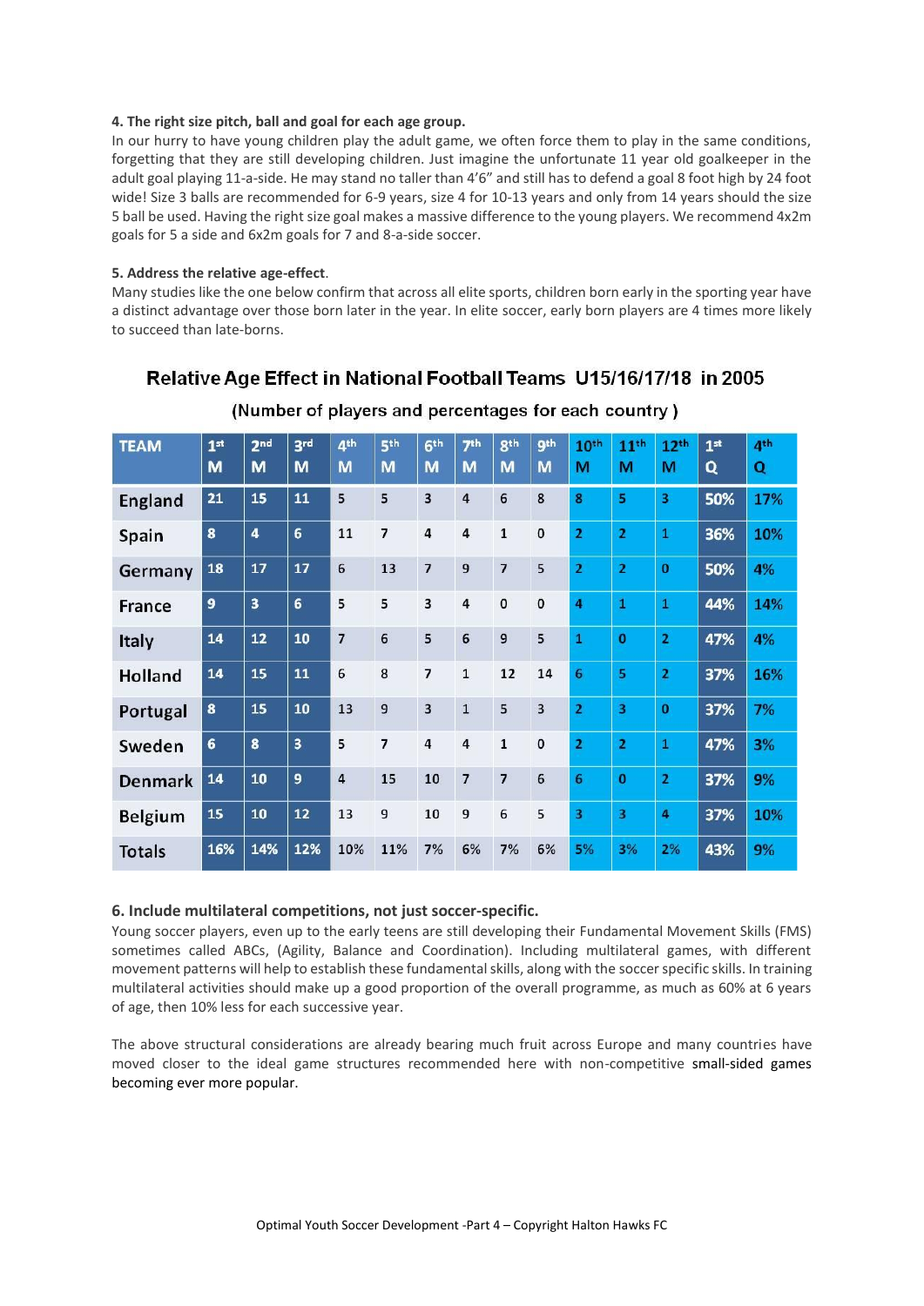**4. The right size pitch, ball and goal for each age group.**

In our hurry to have young children play the adult game, we often force them to play in the same conditions, forgetting that they are still developing children. Just imagine the unfortunate 11 year old goalkeeper in the adult goal playing 11-a-side. He may stand no taller than 4'6" and still has to defend a goal 8 foot high by 24 foot wide! Size 3 balls are recommended for 6-9 years, size 4 for 10-13 years and only from 14 years should the size 5 ball be used. Having the right size goal makes a massive difference to the young players. We recommend 4x2m goals for 5 a side and 6x2m goals for 7 and 8-a-side soccer.

**5. Address the relative age-effect.**

Many studies like the one below confirm that across all elite sports, children born early in the sporting year have a distinct advantage over those born later in the year. In elite soccer, early born players are 4 times more likely to succeed than late-borns.

**Relative Age Effect in National Football Teams U15/16/17/18 in 2005**

(Number of players and percentages for each country)

| TEAM | 1st M | 2nd M | 3rd M | 4th M | 5th M | 6th M | 7th M | 8th M | 9th M | 10th M | 11th M | 12th M | 1st Q | 4th Q |
|---|---|---|---|---|---|---|---|---|---|---|---|---|---|---|
| England | 21 | 15 | 11 | 5 | 5 | 3 | 4 | 6 | 8 | 8 | 5 | 3 | 50% | 17% |
| Spain | 8 | 4 | 6 | 11 | 7 | 4 | 4 | 1 | 0 | 2 | 2 | 1 | 36% | 10% |
| Germany | 18 | 17 | 17 | 6 | 13 | 7 | 9 | 7 | 5 | 2 | 2 | 0 | 50% | 4% |
| France | 9 | 3 | 6 | 5 | 5 | 3 | 4 | 0 | 0 | 4 | 1 | 1 | 44% | 14% |
| Italy | 14 | 12 | 10 | 7 | 6 | 5 | 6 | 9 | 5 | 1 | 0 | 2 | 47% | 4% |
| Holland | 14 | 15 | 11 | 6 | 8 | 7 | 1 | 12 | 14 | 6 | 5 | 2 | 37% | 16% |
| Portugal | 8 | 15 | 10 | 13 | 9 | 3 | 1 | 5 | 3 | 2 | 3 | 0 | 37% | 7% |
| Sweden | 6 | 8 | 3 | 5 | 7 | 4 | 4 | 1 | 0 | 2 | 2 | 1 | 47% | 3% |
| Denmark | 14 | 10 | 9 | 4 | 15 | 10 | 7 | 7 | 6 | 6 | 0 | 2 | 37% | 9% |
| Belgium | 15 | 10 | 12 | 13 | 9 | 10 | 9 | 6 | 5 | 3 | 3 | 4 | 37% | 10% |
| Totals | 16% | 14% | 12% | 10% | 11% | 7% | 6% | 7% | 6% | 5% | 3% | 2% | 43% | 9% |

**6. Include multilateral competitions, not just soccer-specific.**

Young soccer players, even up to the early teens are still developing their Fundamental Movement Skills (FMS) sometimes called ABCs, (Agility, Balance and Coordination). Including multilateral games, with different movement patterns will help to establish these fundamental skills, along with the soccer specific skills. In training multilateral activities should make up a good proportion of the overall programme, as much as 60% at 6 years of age, then 10% less for each successive year.

The above structural considerations are already bearing much fruit across Europe and many countries have moved closer to the ideal game structures recommended here with non-competitive small-sided games becoming ever more popular.